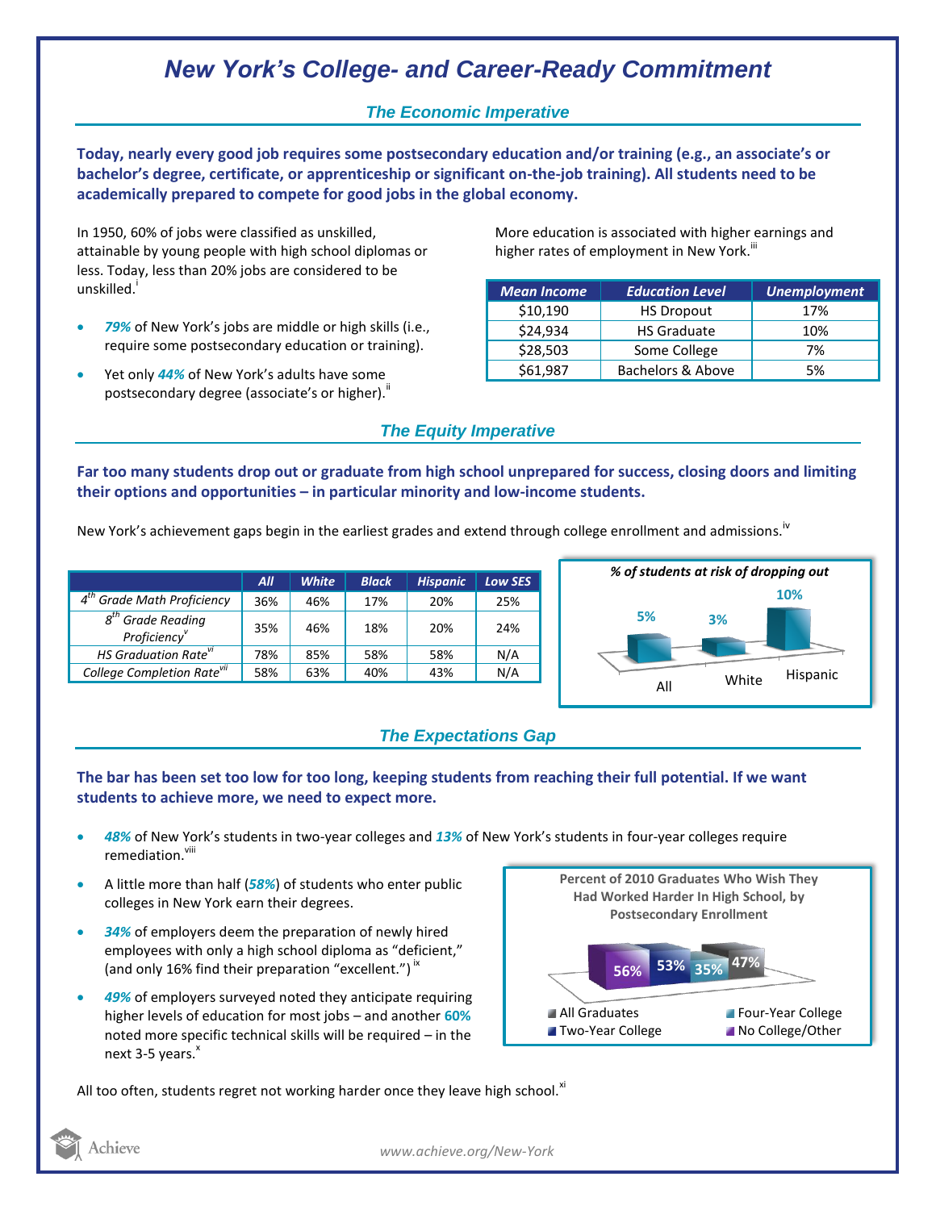// Editor's note: the user's image was not received, so this transcription is invented placeholder text, not content from the page.
# New York's College- and Career-Ready Commitment

## The Economic Imperative

**Today, nearly every good job requires some postsecondary education and/or training (e.g., an associate's or bachelor's degree, certificate, or apprenticeship or significant on-the-job training). All students need to be academically prepared to compete for good jobs in the global economy.**

In 1950, 60% of jobs were classified as unskilled, attainable by young people with high school diplomas or less. Today, less than 20% jobs are considered to be unskilled.[i]

- ***79%*** of New York's jobs are middle or high skills (i.e., require some postsecondary education or training).
- Yet only ***44%*** of New York's adults have some postsecondary degree (associate's or higher).[ii]

More education is associated with higher earnings and higher rates of employment in New York.[iii]

| Mean Income | Education Level | Unemployment |
|---|---|---|
| $10,190 | HS Dropout | 17% |
| $24,934 | HS Graduate | 10% |
| $28,503 | Some College | 7% |
| $61,987 | Bachelors & Above | 5% |

## The Equity Imperative

**Far too many students drop out or graduate from high school unprepared for success, closing doors and limiting their options and opportunities – in particular minority and low-income students.**

New York's achievement gaps begin in the earliest grades and extend through college enrollment and admissions.[iv]

| | All | White | Black | Hispanic | Low SES |
|---|---|---|---|---|---|
| *4th Grade Math Proficiency* | 36% | 46% | 17% | 20% | 25% |
| *8th Grade Reading Proficiency*[v] | 35% | 46% | 18% | 20% | 24% |
| *HS Graduation Rate*[vi] | 78% | 85% | 58% | 58% | N/A |
| *College Completion Rate*[vii] | 58% | 63% | 40% | 43% | N/A |

*% of students at risk of dropping out*

| All | White | Hispanic |
|---|---|---|
| 5% | 3% | 10% |

## The Expectations Gap

**The bar has been set too low for too long, keeping students from reaching their full potential. If we want students to achieve more, we need to expect more.**

- ***48%*** of New York's students in two-year colleges and ***13%*** of New York's students in four-year colleges require remediation.[viii]
- A little more than half (***58%***) of students who enter public colleges in New York earn their degrees.
- ***34%*** of employers deem the preparation of newly hired employees with only a high school diploma as "deficient," (and only 16% find their preparation "excellent.")[ix]
- ***49%*** of employers surveyed noted they anticipate requiring higher levels of education for most jobs – and another **60%** noted more specific technical skills will be required – in the next 3-5 years.[x]

**Percent of 2010 Graduates Who Wish They Had Worked Harder In High School, by Postsecondary Enrollment**

| All Graduates | Two-Year College | Four-Year College | No College/Other |
|---|---|---|---|
| 47% | 53% | 35% | 56% |

All too often, students regret not working harder once they leave high school.[xi]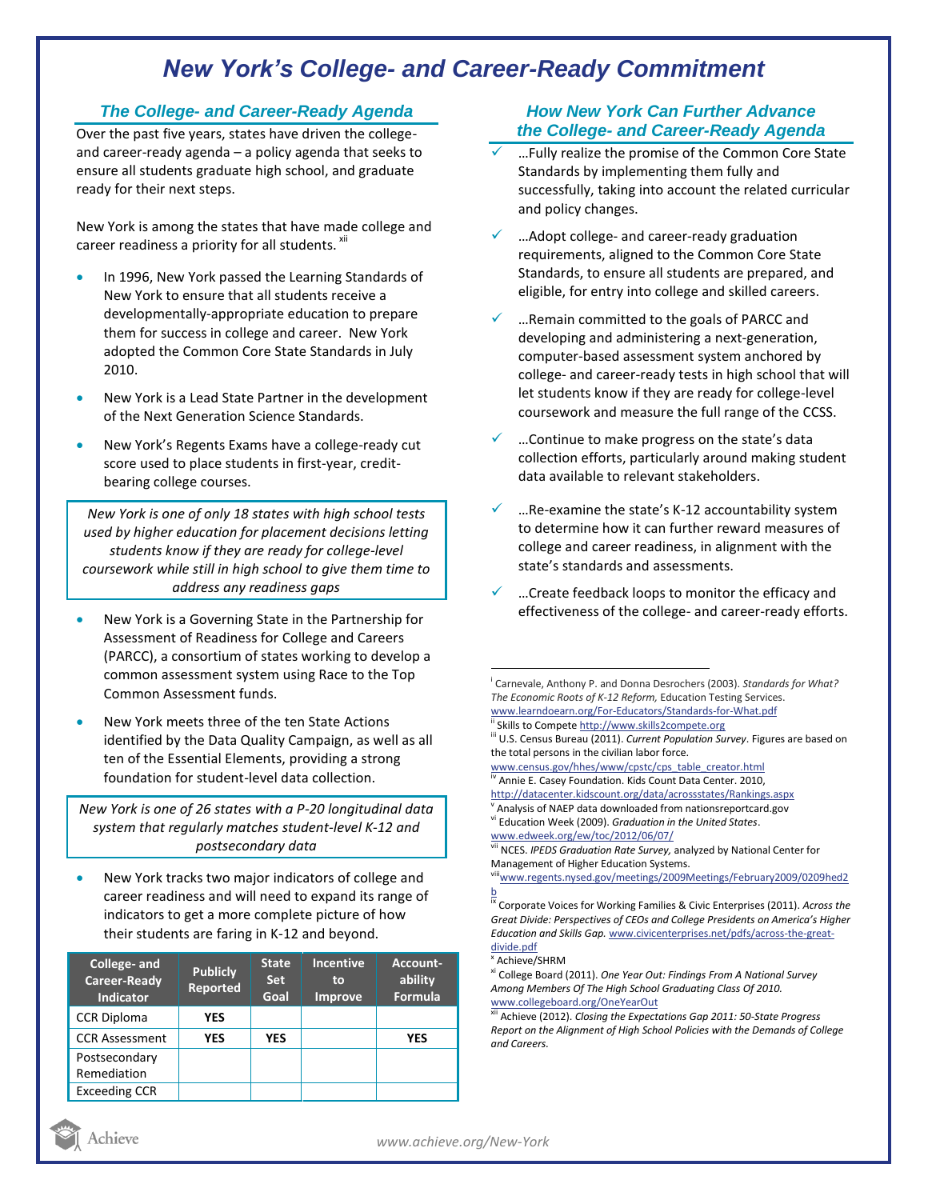# New York's College- and Career-Ready Commitment

## The College- and Career-Ready Agenda

Over the past five years, states have driven the college- and career-ready agenda – a policy agenda that seeks to ensure all students graduate high school, and graduate ready for their next steps.

New York is among the states that have made college and career readiness a priority for all students.[xii]

- In 1996, New York passed the Learning Standards of New York to ensure that all students receive a developmentally-appropriate education to prepare them for success in college and career. New York adopted the Common Core State Standards in July 2010.
- New York is a Lead State Partner in the development of the Next Generation Science Standards.
- New York's Regents Exams have a college-ready cut score used to place students in first-year, credit-bearing college courses.

*New York is one of only 18 states with high school tests used by higher education for placement decisions letting students know if they are ready for college-level coursework while still in high school to give them time to address any readiness gaps*

- New York is a Governing State in the Partnership for Assessment of Readiness for College and Careers (PARCC), a consortium of states working to develop a common assessment system using Race to the Top Common Assessment funds.
- New York meets three of the ten State Actions identified by the Data Quality Campaign, as well as all ten of the Essential Elements, providing a strong foundation for student-level data collection.

*New York is one of 26 states with a P-20 longitudinal data system that regularly matches student-level K-12 and postsecondary data*

- New York tracks two major indicators of college and career readiness and will need to expand its range of indicators to get a more complete picture of how their students are faring in K-12 and beyond.

| College- and Career-Ready Indicator | Publicly Reported | State Set Goal | Incentive to Improve | Account-ability Formula |
|---|---|---|---|---|
| CCR Diploma | YES | | | |
| CCR Assessment | YES | YES | | YES |
| Postsecondary Remediation | | | | |
| Exceeding CCR | | | | |

## How New York Can Further Advance the College- and Career-Ready Agenda

- ✓ …Fully realize the promise of the Common Core State Standards by implementing them fully and successfully, taking into account the related curricular and policy changes.
- ✓ …Adopt college- and career-ready graduation requirements, aligned to the Common Core State Standards, to ensure all students are prepared, and eligible, for entry into college and skilled careers.
- ✓ …Remain committed to the goals of PARCC and developing and administering a next-generation, computer-based assessment system anchored by college- and career-ready tests in high school that will let students know if they are ready for college-level coursework and measure the full range of the CCSS.
- ✓ …Continue to make progress on the state's data collection efforts, particularly around making student data available to relevant stakeholders.
- ✓ …Re-examine the state's K-12 accountability system to determine how it can further reward measures of college and career readiness, in alignment with the state's standards and assessments.
- ✓ …Create feedback loops to monitor the efficacy and effectiveness of the college- and career-ready efforts.

---

[i] Carnevale, Anthony P. and Donna Desrochers (2003). *Standards for What? The Economic Roots of K-12 Reform,* Education Testing Services. www.learndoearn.org/For-Educators/Standards-for-What.pdf

[ii] Skills to Compete http://www.skills2compete.org

[iii] U.S. Census Bureau (2011). *Current Population Survey*. Figures are based on the total persons in the civilian labor force. www.census.gov/hhes/www/cpstc/cps_table_creator.html

[iv] Annie E. Casey Foundation. Kids Count Data Center. 2010, http://datacenter.kidscount.org/data/acrossstates/Rankings.aspx

[v] Analysis of NAEP data downloaded from nationsreportcard.gov

[vi] Education Week (2009). *Graduation in the United States*. www.edweek.org/ew/toc/2012/06/07/

[vii] NCES. *IPEDS Graduation Rate Survey,* analyzed by National Center for Management of Higher Education Systems.

[viii] www.regents.nysed.gov/meetings/2009Meetings/February2009/0209hed2b

[ix] Corporate Voices for Working Families & Civic Enterprises (2011). *Across the Great Divide: Perspectives of CEOs and College Presidents on America's Higher Education and Skills Gap.* www.civicenterprises.net/pdfs/across-the-great-divide.pdf

[x] Achieve/SHRM

[xi] College Board (2011). *One Year Out: Findings From A National Survey Among Members Of The High School Graduating Class Of 2010.* www.collegeboard.org/OneYearOut

[xii] Achieve (2012). *Closing the Expectations Gap 2011: 50-State Progress Report on the Alignment of High School Policies with the Demands of College and Careers.*